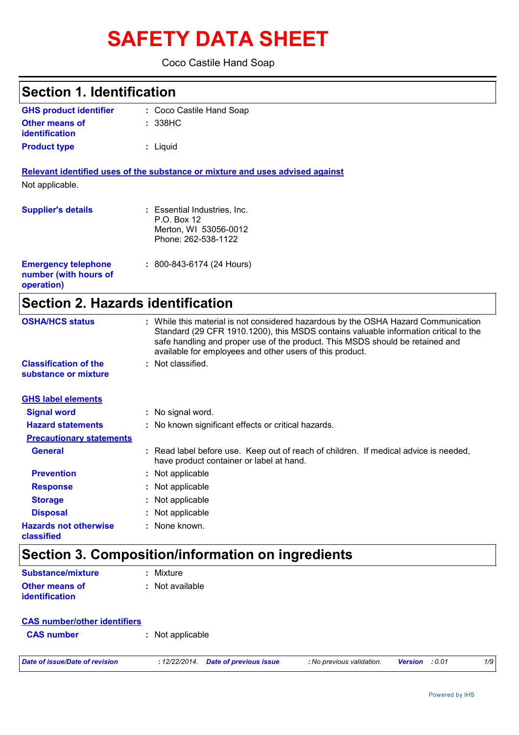# SAFETY DATA SHEET

Coco Castile Hand Soap

## Section 1. Identification

| | | |
|---|---|---|
| **GHS product identifier** | : | Coco Castile Hand Soap |
| **Other means of identification** | : | 338HC |
| **Product type** | : | Liquid |

**Relevant identified uses of the substance or mixture and uses advised against**

Not applicable.

| | | |
|---|---|---|
| **Supplier's details** | : | Essential Industries, Inc.<br>P.O. Box 12<br>Merton, WI 53056-0012<br>Phone: 262-538-1122 |
| **Emergency telephone number (with hours of operation)** | : | 800-843-6174 (24 Hours) |

## Section 2. Hazards identification

| | | |
|---|---|---|
| **OSHA/HCS status** | : | While this material is not considered hazardous by the OSHA Hazard Communication Standard (29 CFR 1910.1200), this MSDS contains valuable information critical to the safe handling and proper use of the product. This MSDS should be retained and available for employees and other users of this product. |
| **Classification of the substance or mixture** | : | Not classified. |

**GHS label elements**

| | | |
|---|---|---|
| **Signal word** | : | No signal word. |
| **Hazard statements** | : | No known significant effects or critical hazards. |

**Precautionary statements**

| | | |
|---|---|---|
| **General** | : | Read label before use. Keep out of reach of children. If medical advice is needed, have product container or label at hand. |
| **Prevention** | : | Not applicable |
| **Response** | : | Not applicable |
| **Storage** | : | Not applicable |
| **Disposal** | : | Not applicable |
| **Hazards not otherwise classified** | : | None known. |

## Section 3. Composition/information on ingredients

| | | |
|---|---|---|
| **Substance/mixture** | : | Mixture |
| **Other means of identification** | : | Not available |

**CAS number/other identifiers**

| | | |
|---|---|---|
| **CAS number** | : | Not applicable |

*Date of issue/Date of revision* : 12/22/2014. *Date of previous issue* : No previous validation. *Version* : 0.01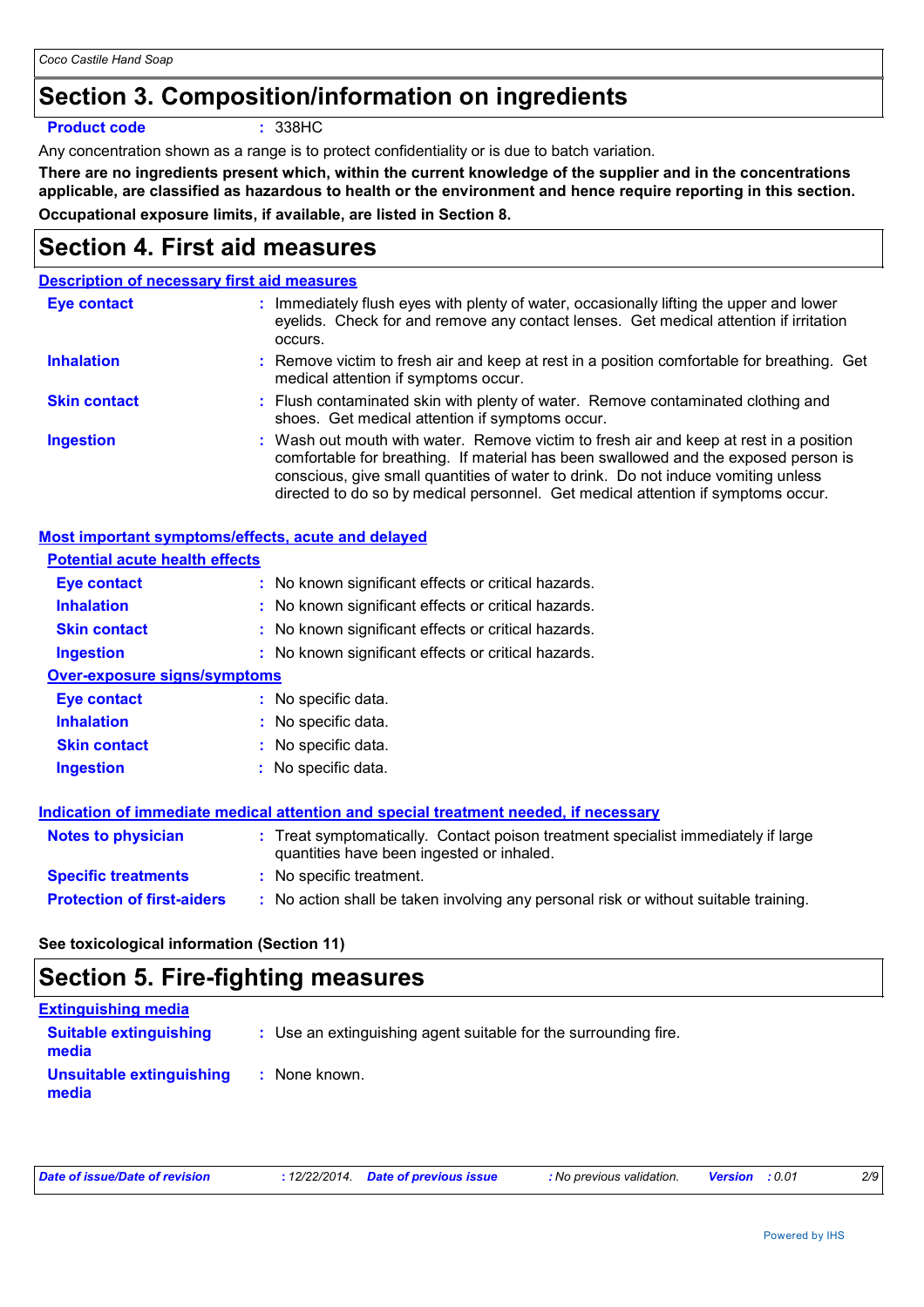# Section 3. Composition/information on ingredients

**Product code** : 338HC

Any concentration shown as a range is to protect confidentiality or is due to batch variation.

**There are no ingredients present which, within the current knowledge of the supplier and in the concentrations applicable, are classified as hazardous to health or the environment and hence require reporting in this section.**

**Occupational exposure limits, if available, are listed in Section 8.**

# Section 4. First aid measures

## Description of necessary first aid measures

**Eye contact** : Immediately flush eyes with plenty of water, occasionally lifting the upper and lower eyelids. Check for and remove any contact lenses. Get medical attention if irritation occurs.

**Inhalation** : Remove victim to fresh air and keep at rest in a position comfortable for breathing. Get medical attention if symptoms occur.

**Skin contact** : Flush contaminated skin with plenty of water. Remove contaminated clothing and shoes. Get medical attention if symptoms occur.

**Ingestion** : Wash out mouth with water. Remove victim to fresh air and keep at rest in a position comfortable for breathing. If material has been swallowed and the exposed person is conscious, give small quantities of water to drink. Do not induce vomiting unless directed to do so by medical personnel. Get medical attention if symptoms occur.

## Most important symptoms/effects, acute and delayed

### Potential acute health effects

**Eye contact** : No known significant effects or critical hazards.

**Inhalation** : No known significant effects or critical hazards.

**Skin contact** : No known significant effects or critical hazards.

**Ingestion** : No known significant effects or critical hazards.

### Over-exposure signs/symptoms

**Eye contact** : No specific data.

**Inhalation** : No specific data.

**Skin contact** : No specific data.

**Ingestion** : No specific data.

## Indication of immediate medical attention and special treatment needed, if necessary

**Notes to physician** : Treat symptomatically. Contact poison treatment specialist immediately if large quantities have been ingested or inhaled.

**Specific treatments** : No specific treatment.

**Protection of first-aiders** : No action shall be taken involving any personal risk or without suitable training.

**See toxicological information (Section 11)**

# Section 5. Fire-fighting measures

## Extinguishing media

**Suitable extinguishing media** : Use an extinguishing agent suitable for the surrounding fire.

**Unsuitable extinguishing media** : None known.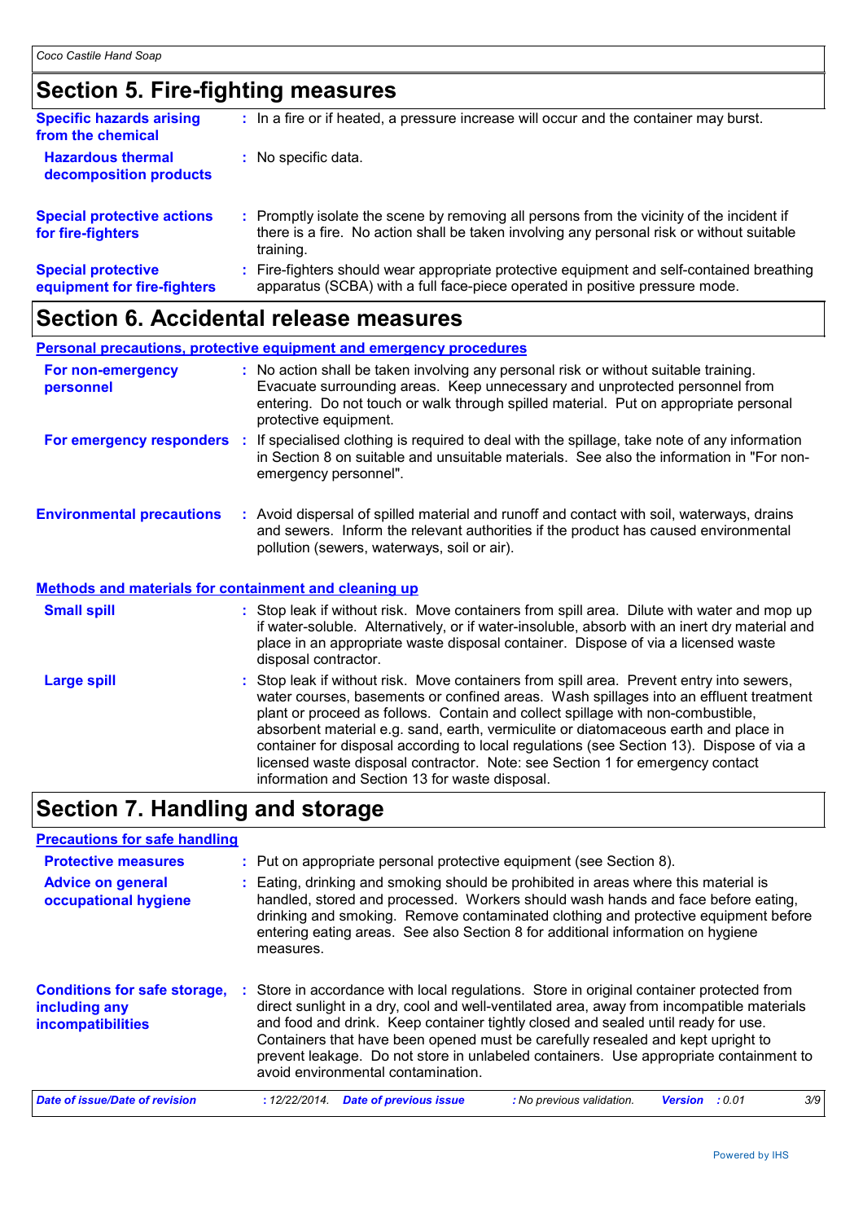# Section 5. Fire-fighting measures

**Specific hazards arising from the chemical** : In a fire or if heated, a pressure increase will occur and the container may burst.

**Hazardous thermal decomposition products** : No specific data.

**Special protective actions for fire-fighters** : Promptly isolate the scene by removing all persons from the vicinity of the incident if there is a fire. No action shall be taken involving any personal risk or without suitable training.

**Special protective equipment for fire-fighters** : Fire-fighters should wear appropriate protective equipment and self-contained breathing apparatus (SCBA) with a full face-piece operated in positive pressure mode.

# Section 6. Accidental release measures

## Personal precautions, protective equipment and emergency procedures

**For non-emergency personnel** : No action shall be taken involving any personal risk or without suitable training. Evacuate surrounding areas. Keep unnecessary and unprotected personnel from entering. Do not touch or walk through spilled material. Put on appropriate personal protective equipment.

**For emergency responders** : If specialised clothing is required to deal with the spillage, take note of any information in Section 8 on suitable and unsuitable materials. See also the information in "For non-emergency personnel".

**Environmental precautions** : Avoid dispersal of spilled material and runoff and contact with soil, waterways, drains and sewers. Inform the relevant authorities if the product has caused environmental pollution (sewers, waterways, soil or air).

## Methods and materials for containment and cleaning up

**Small spill** : Stop leak if without risk. Move containers from spill area. Dilute with water and mop up if water-soluble. Alternatively, or if water-insoluble, absorb with an inert dry material and place in an appropriate waste disposal container. Dispose of via a licensed waste disposal contractor.

**Large spill** : Stop leak if without risk. Move containers from spill area. Prevent entry into sewers, water courses, basements or confined areas. Wash spillages into an effluent treatment plant or proceed as follows. Contain and collect spillage with non-combustible, absorbent material e.g. sand, earth, vermiculite or diatomaceous earth and place in container for disposal according to local regulations (see Section 13). Dispose of via a licensed waste disposal contractor. Note: see Section 1 for emergency contact information and Section 13 for waste disposal.

# Section 7. Handling and storage

## Precautions for safe handling

**Protective measures** : Put on appropriate personal protective equipment (see Section 8).

**Advice on general occupational hygiene** : Eating, drinking and smoking should be prohibited in areas where this material is handled, stored and processed. Workers should wash hands and face before eating, drinking and smoking. Remove contaminated clothing and protective equipment before entering eating areas. See also Section 8 for additional information on hygiene measures.

**Conditions for safe storage, including any incompatibilities** : Store in accordance with local regulations. Store in original container protected from direct sunlight in a dry, cool and well-ventilated area, away from incompatible materials and food and drink. Keep container tightly closed and sealed until ready for use. Containers that have been opened must be carefully resealed and kept upright to prevent leakage. Do not store in unlabeled containers. Use appropriate containment to avoid environmental contamination.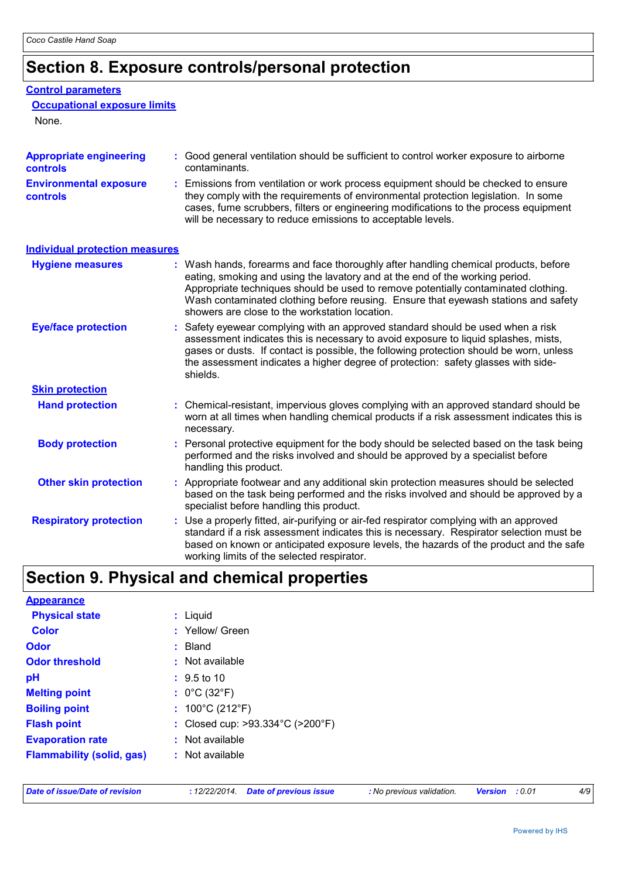## Section 8. Exposure controls/personal protection

### Control parameters

**Occupational exposure limits**

None.

| | |
|---|---|
| **Appropriate engineering controls** | Good general ventilation should be sufficient to control worker exposure to airborne contaminants. |
| **Environmental exposure controls** | Emissions from ventilation or work process equipment should be checked to ensure they comply with the requirements of environmental protection legislation. In some cases, fume scrubbers, filters or engineering modifications to the process equipment will be necessary to reduce emissions to acceptable levels. |

### Individual protection measures

| | |
|---|---|
| **Hygiene measures** | Wash hands, forearms and face thoroughly after handling chemical products, before eating, smoking and using the lavatory and at the end of the working period. Appropriate techniques should be used to remove potentially contaminated clothing. Wash contaminated clothing before reusing. Ensure that eyewash stations and safety showers are close to the workstation location. |
| **Eye/face protection** | Safety eyewear complying with an approved standard should be used when a risk assessment indicates this is necessary to avoid exposure to liquid splashes, mists, gases or dusts. If contact is possible, the following protection should be worn, unless the assessment indicates a higher degree of protection: safety glasses with side-shields. |

**Skin protection**

| | |
|---|---|
| **Hand protection** | Chemical-resistant, impervious gloves complying with an approved standard should be worn at all times when handling chemical products if a risk assessment indicates this is necessary. |
| **Body protection** | Personal protective equipment for the body should be selected based on the task being performed and the risks involved and should be approved by a specialist before handling this product. |
| **Other skin protection** | Appropriate footwear and any additional skin protection measures should be selected based on the task being performed and the risks involved and should be approved by a specialist before handling this product. |
| **Respiratory protection** | Use a properly fitted, air-purifying or air-fed respirator complying with an approved standard if a risk assessment indicates this is necessary. Respirator selection must be based on known or anticipated exposure levels, the hazards of the product and the safe working limits of the selected respirator. |

## Section 9. Physical and chemical properties

**Appearance**

| | |
|---|---|
| **Physical state** | Liquid |
| **Color** | Yellow/ Green |
| **Odor** | Bland |
| **Odor threshold** | Not available |
| **pH** | 9.5 to 10 |
| **Melting point** | 0°C (32°F) |
| **Boiling point** | 100°C (212°F) |
| **Flash point** | Closed cup: >93.334°C (>200°F) |
| **Evaporation rate** | Not available |
| **Flammability (solid, gas)** | Not available |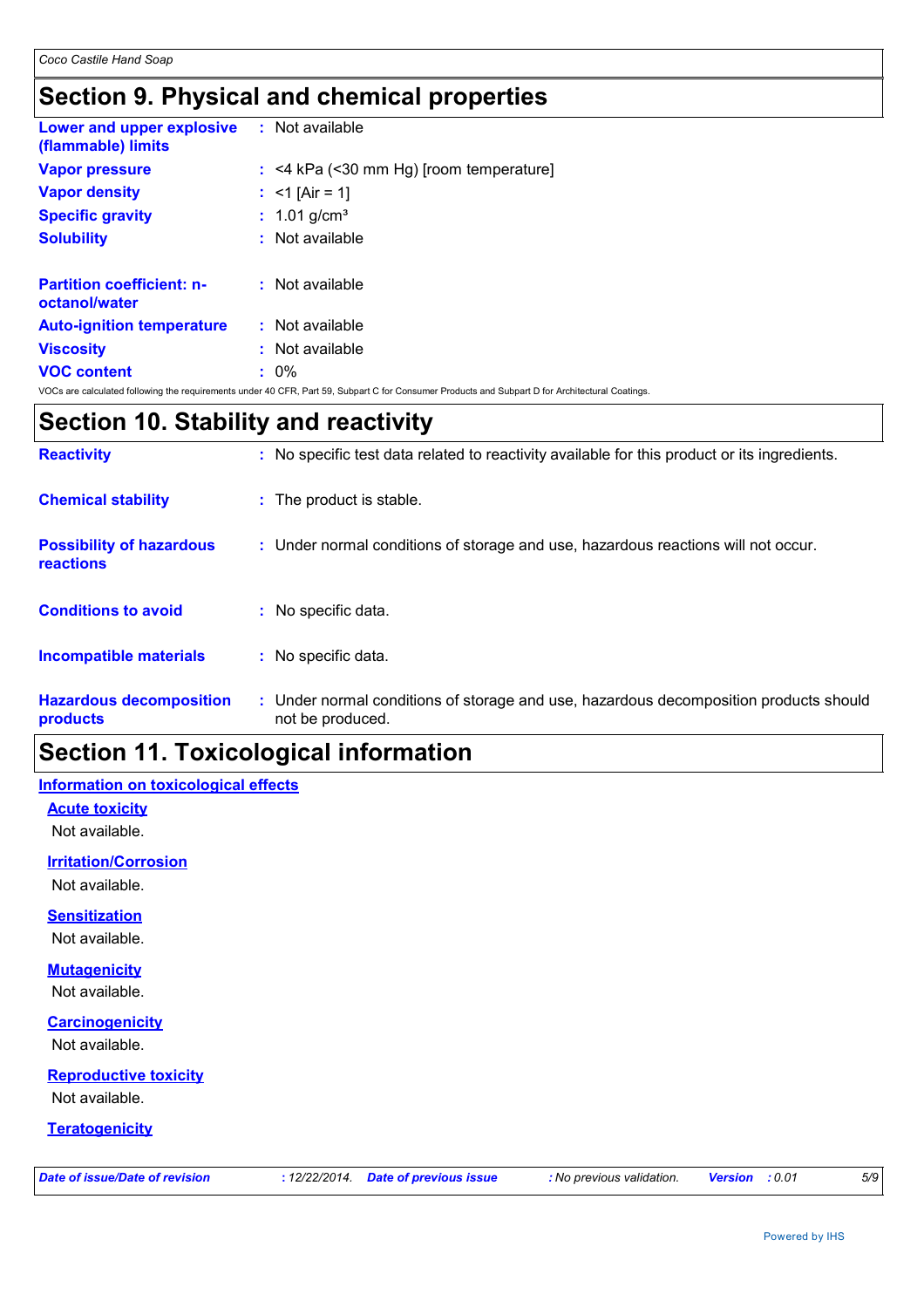## Section 9. Physical and chemical properties

| | |
|---|---|
| **Lower and upper explosive (flammable) limits** | : Not available |
| **Vapor pressure** | : <4 kPa (<30 mm Hg) [room temperature] |
| **Vapor density** | : <1 [Air = 1] |
| **Specific gravity** | : 1.01 g/cm³ |
| **Solubility** | : Not available |
| **Partition coefficient: n-octanol/water** | : Not available |
| **Auto-ignition temperature** | : Not available |
| **Viscosity** | : Not available |
| **VOC content** | : 0% |

VOCs are calculated following the requirements under 40 CFR, Part 59, Subpart C for Consumer Products and Subpart D for Architectural Coatings.

## Section 10. Stability and reactivity

| | |
|---|---|
| **Reactivity** | : No specific test data related to reactivity available for this product or its ingredients. |
| **Chemical stability** | : The product is stable. |
| **Possibility of hazardous reactions** | : Under normal conditions of storage and use, hazardous reactions will not occur. |
| **Conditions to avoid** | : No specific data. |
| **Incompatible materials** | : No specific data. |
| **Hazardous decomposition products** | : Under normal conditions of storage and use, hazardous decomposition products should not be produced. |

## Section 11. Toxicological information

### Information on toxicological effects

**Acute toxicity**

Not available.

**Irritation/Corrosion**

Not available.

**Sensitization**

Not available.

**Mutagenicity**

Not available.

**Carcinogenicity**

Not available.

**Reproductive toxicity**

Not available.

**Teratogenicity**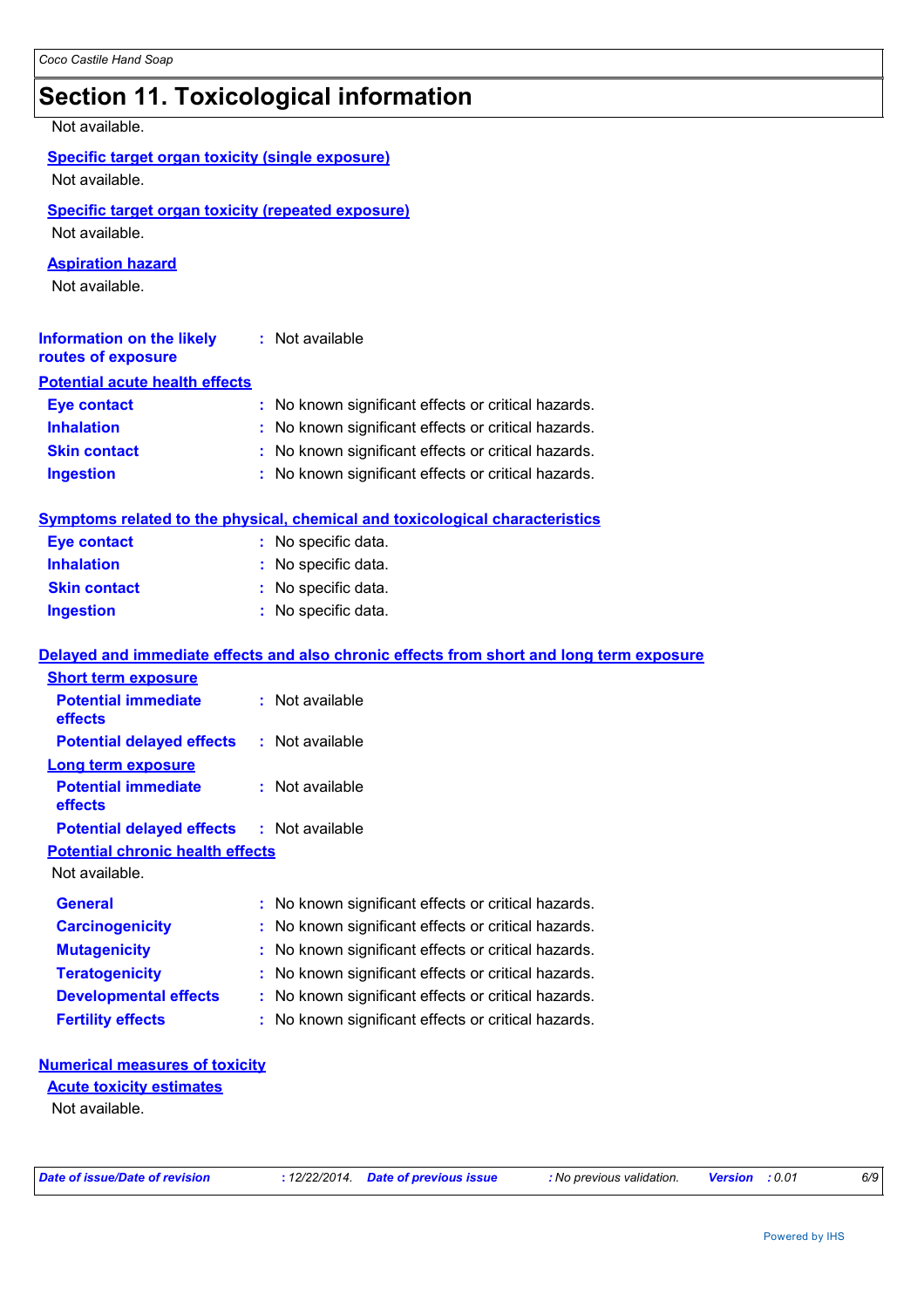# Section 11. Toxicological information

Not available.

**Specific target organ toxicity (single exposure)**

Not available.

**Specific target organ toxicity (repeated exposure)**

Not available.

**Aspiration hazard**

Not available.

**Information on the likely routes of exposure** : Not available

**Potential acute health effects**

| | |
|---|---|
| **Eye contact** | : No known significant effects or critical hazards. |
| **Inhalation** | : No known significant effects or critical hazards. |
| **Skin contact** | : No known significant effects or critical hazards. |
| **Ingestion** | : No known significant effects or critical hazards. |

**Symptoms related to the physical, chemical and toxicological characteristics**

| | |
|---|---|
| **Eye contact** | : No specific data. |
| **Inhalation** | : No specific data. |
| **Skin contact** | : No specific data. |
| **Ingestion** | : No specific data. |

**Delayed and immediate effects and also chronic effects from short and long term exposure**

**Short term exposure**

| | |
|---|---|
| **Potential immediate effects** | : Not available |
| **Potential delayed effects** | : Not available |

**Long term exposure**

| | |
|---|---|
| **Potential immediate effects** | : Not available |
| **Potential delayed effects** | : Not available |

**Potential chronic health effects**

Not available.

| | |
|---|---|
| **General** | : No known significant effects or critical hazards. |
| **Carcinogenicity** | : No known significant effects or critical hazards. |
| **Mutagenicity** | : No known significant effects or critical hazards. |
| **Teratogenicity** | : No known significant effects or critical hazards. |
| **Developmental effects** | : No known significant effects or critical hazards. |
| **Fertility effects** | : No known significant effects or critical hazards. |

**Numerical measures of toxicity**

**Acute toxicity estimates**

Not available.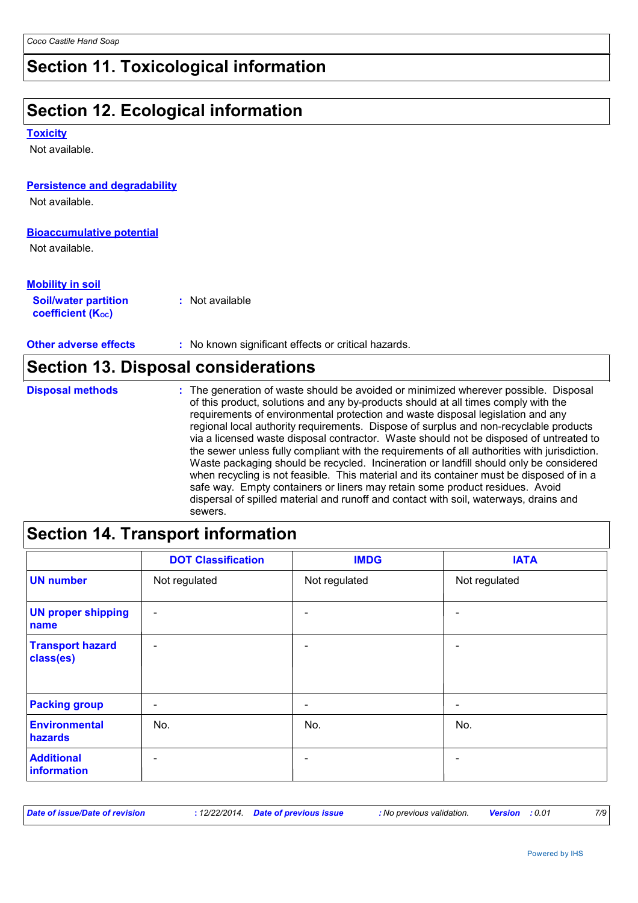# Section 11. Toxicological information

# Section 12. Ecological information

### Toxicity

Not available.

### Persistence and degradability

Not available.

### Bioaccumulative potential

Not available.

### Mobility in soil

**Soil/water partition coefficient ($K_{OC}$)** : Not available

**Other adverse effects** : No known significant effects or critical hazards.

# Section 13. Disposal considerations

**Disposal methods** : The generation of waste should be avoided or minimized wherever possible. Disposal of this product, solutions and any by-products should at all times comply with the requirements of environmental protection and waste disposal legislation and any regional local authority requirements. Dispose of surplus and non-recyclable products via a licensed waste disposal contractor. Waste should not be disposed of untreated to the sewer unless fully compliant with the requirements of all authorities with jurisdiction. Waste packaging should be recycled. Incineration or landfill should only be considered when recycling is not feasible. This material and its container must be disposed of in a safe way. Empty containers or liners may retain some product residues. Avoid dispersal of spilled material and runoff and contact with soil, waterways, drains and sewers.

# Section 14. Transport information

| | DOT Classification | IMDG | IATA |
|---|---|---|---|
| **UN number** | Not regulated | Not regulated | Not regulated |
| **UN proper shipping name** | - | - | - |
| **Transport hazard class(es)** | - | - | - |
| **Packing group** | - | - | - |
| **Environmental hazards** | No. | No. | No. |
| **Additional information** | - | - | - |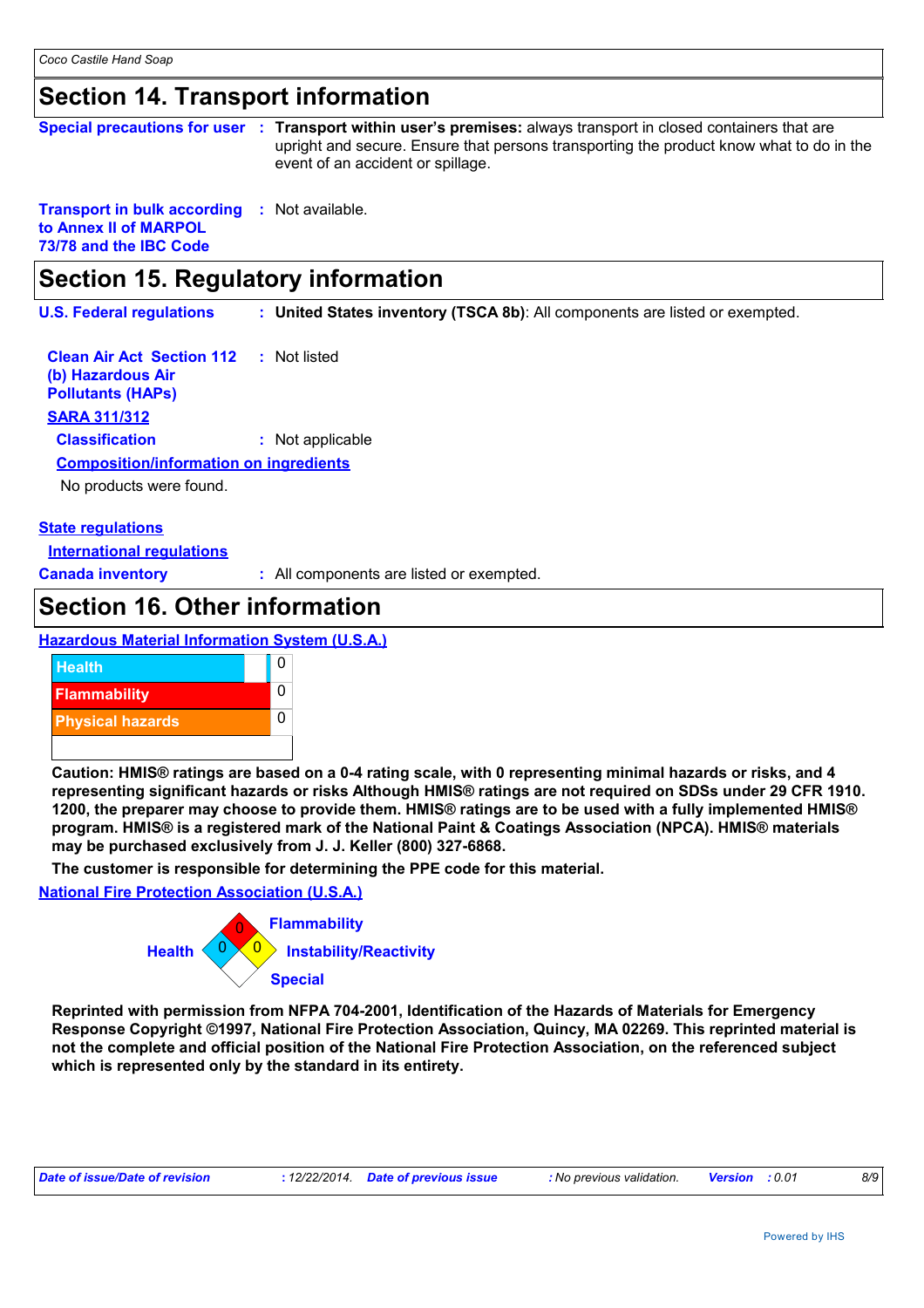## Section 14. Transport information

**Special precautions for user** : **Transport within user's premises:** always transport in closed containers that are upright and secure. Ensure that persons transporting the product know what to do in the event of an accident or spillage.

**Transport in bulk according to Annex II of MARPOL 73/78 and the IBC Code** : Not available.

## Section 15. Regulatory information

**U.S. Federal regulations** : **United States inventory (TSCA 8b)**: All components are listed or exempted.

**Clean Air Act Section 112 (b) Hazardous Air Pollutants (HAPs)** : Not listed

**SARA 311/312**

**Classification** : Not applicable

**Composition/information on ingredients**

No products were found.

**State regulations**

**International regulations**

**Canada inventory** : All components are listed or exempted.

## Section 16. Other information

**Hazardous Material Information System (U.S.A.)**

| | |
|---|---|
| Health | 0 |
| Flammability | 0 |
| Physical hazards | 0 |
| | |

**Caution: HMIS® ratings are based on a 0-4 rating scale, with 0 representing minimal hazards or risks, and 4 representing significant hazards or risks Although HMIS® ratings are not required on SDSs under 29 CFR 1910. 1200, the preparer may choose to provide them. HMIS® ratings are to be used with a fully implemented HMIS® program. HMIS® is a registered mark of the National Paint & Coatings Association (NPCA). HMIS® materials may be purchased exclusively from J. J. Keller (800) 327-6868.**

**The customer is responsible for determining the PPE code for this material.**

**National Fire Protection Association (U.S.A.)**

Flammability: 0
Health: 0
Instability/Reactivity: 0
Special:

**Reprinted with permission from NFPA 704-2001, Identification of the Hazards of Materials for Emergency Response Copyright ©1997, National Fire Protection Association, Quincy, MA 02269. This reprinted material is not the complete and official position of the National Fire Protection Association, on the referenced subject which is represented only by the standard in its entirety.**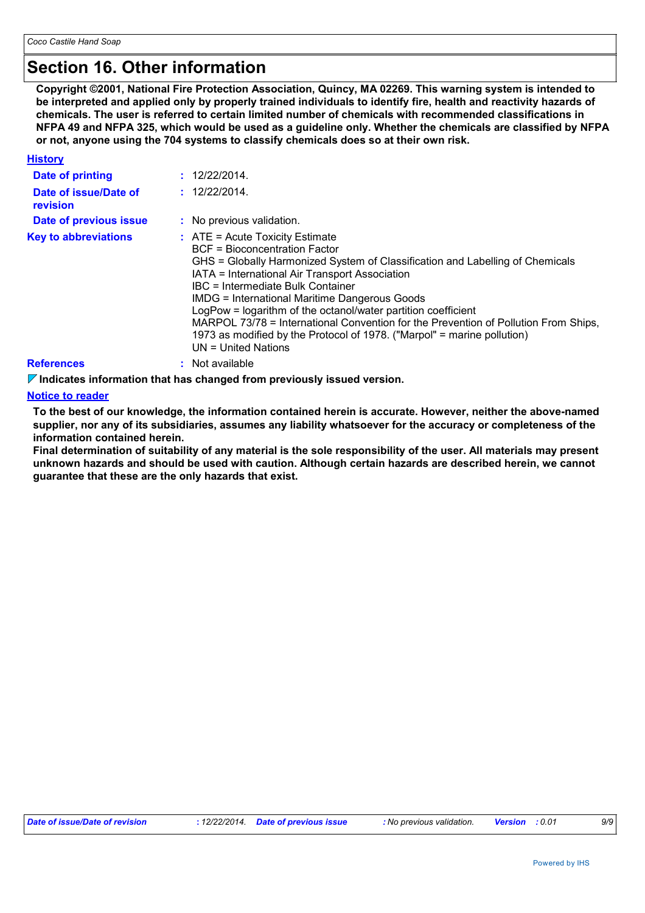# Section 16. Other information

**Copyright ©2001, National Fire Protection Association, Quincy, MA 02269. This warning system is intended to be interpreted and applied only by properly trained individuals to identify fire, health and reactivity hazards of chemicals. The user is referred to certain limited number of chemicals with recommended classifications in NFPA 49 and NFPA 325, which would be used as a guideline only. Whether the chemicals are classified by NFPA or not, anyone using the 704 systems to classify chemicals does so at their own risk.**

## History

| | | |
|---|---|---|
| **Date of printing** | : | 12/22/2014. |
| **Date of issue/Date of revision** | : | 12/22/2014. |
| **Date of previous issue** | : | No previous validation. |
| **Key to abbreviations** | : | ATE = Acute Toxicity Estimate<br>BCF = Bioconcentration Factor<br>GHS = Globally Harmonized System of Classification and Labelling of Chemicals<br>IATA = International Air Transport Association<br>IBC = Intermediate Bulk Container<br>IMDG = International Maritime Dangerous Goods<br>LogPow = logarithm of the octanol/water partition coefficient<br>MARPOL 73/78 = International Convention for the Prevention of Pollution From Ships, 1973 as modified by the Protocol of 1978. ("Marpol" = marine pollution)<br>UN = United Nations |
| **References** | : | Not available |

**Indicates information that has changed from previously issued version.**

## Notice to reader

**To the best of our knowledge, the information contained herein is accurate. However, neither the above-named supplier, nor any of its subsidiaries, assumes any liability whatsoever for the accuracy or completeness of the information contained herein.**

**Final determination of suitability of any material is the sole responsibility of the user. All materials may present unknown hazards and should be used with caution. Although certain hazards are described herein, we cannot guarantee that these are the only hazards that exist.**